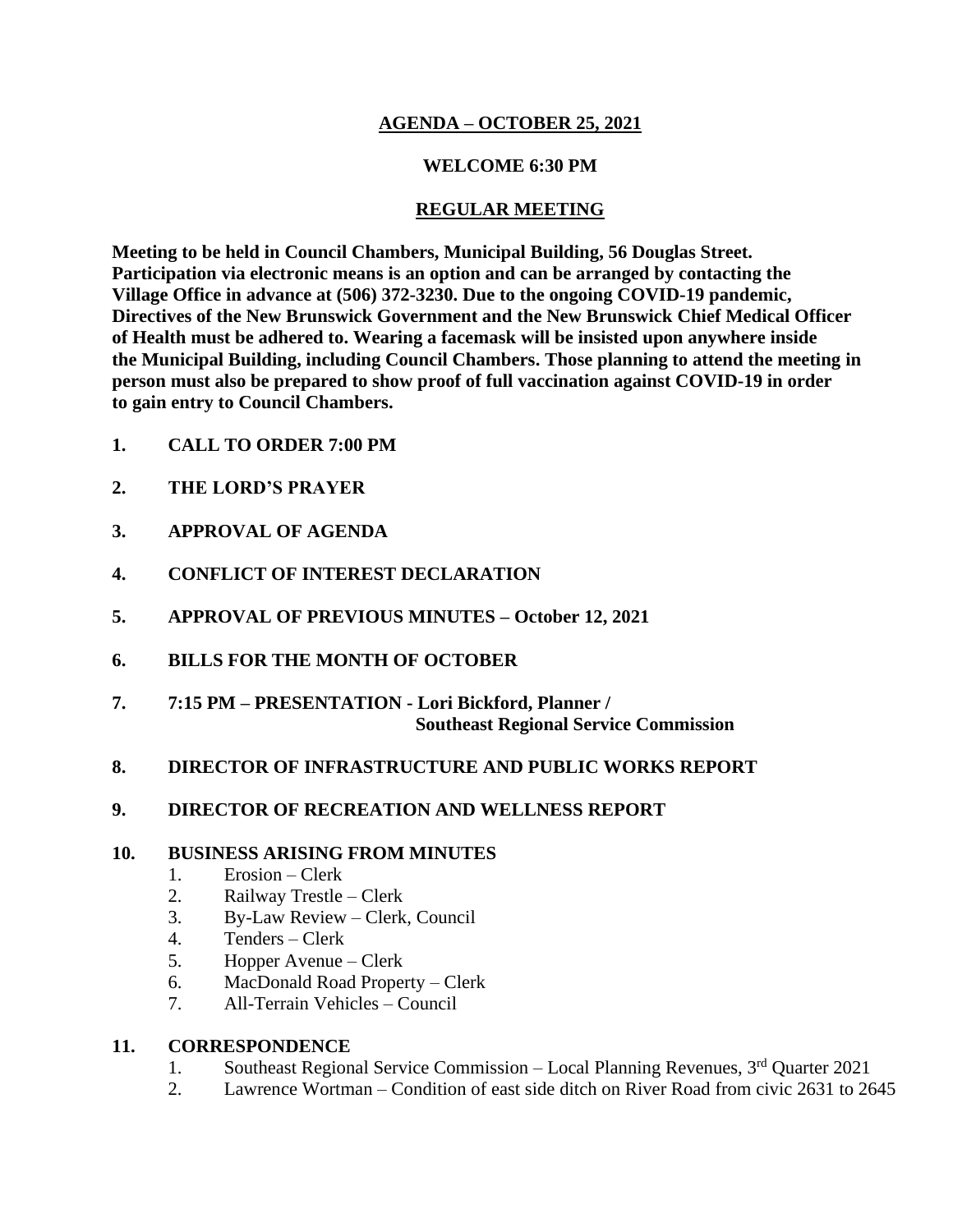# AGENDA – OCTOBER 25, 2021

## WELCOME 6:30 PM

## REGULAR MEETING

**Meeting to be held in Council Chambers, Municipal Building, 56 Douglas Street. Participation via electronic means is an option and can be arranged by contacting the Village Office in advance at (506) 372-3230. Due to the ongoing COVID-19 pandemic, Directives of the New Brunswick Government and the New Brunswick Chief Medical Officer of Health must be adhered to. Wearing a facemask will be insisted upon anywhere inside the Municipal Building, including Council Chambers. Those planning to attend the meeting in person must also be prepared to show proof of full vaccination against COVID-19 in order to gain entry to Council Chambers.**

1. **CALL TO ORDER 7:00 PM**

2. **THE LORD'S PRAYER**

3. **APPROVAL OF AGENDA**

4. **CONFLICT OF INTEREST DECLARATION**

5. **APPROVAL OF PREVIOUS MINUTES – October 12, 2021**

6. **BILLS FOR THE MONTH OF OCTOBER**

7. **7:15 PM – PRESENTATION - Lori Bickford, Planner / Southeast Regional Service Commission**

8. **DIRECTOR OF INFRASTRUCTURE AND PUBLIC WORKS REPORT**

9. **DIRECTOR OF RECREATION AND WELLNESS REPORT**

10. **BUSINESS ARISING FROM MINUTES**
    1. Erosion – Clerk
    2. Railway Trestle – Clerk
    3. By-Law Review – Clerk, Council
    4. Tenders – Clerk
    5. Hopper Avenue – Clerk
    6. MacDonald Road Property – Clerk
    7. All-Terrain Vehicles – Council

11. **CORRESPONDENCE**
    1. Southeast Regional Service Commission – Local Planning Revenues, 3rd Quarter 2021
    2. Lawrence Wortman – Condition of east side ditch on River Road from civic 2631 to 2645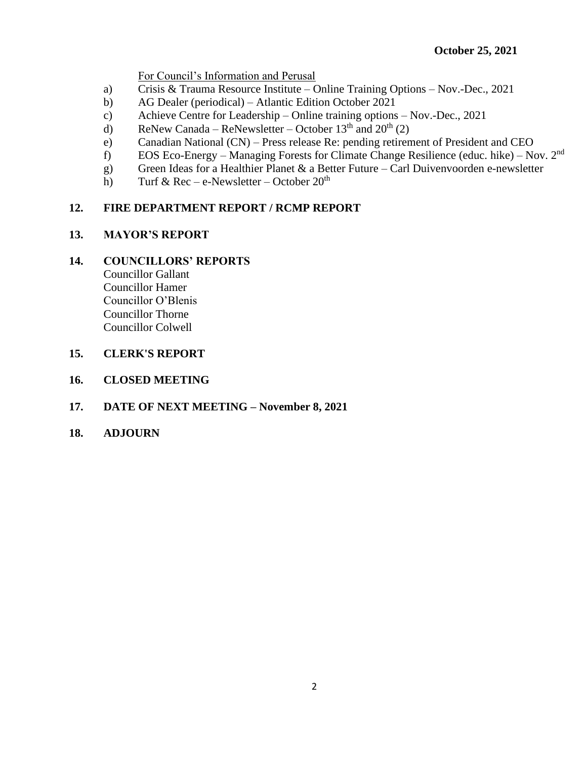**October 25, 2021**

For Council's Information and Perusal

a) Crisis & Trauma Resource Institute – Online Training Options – Nov.-Dec., 2021
b) AG Dealer (periodical) – Atlantic Edition October 2021
c) Achieve Centre for Leadership – Online training options – Nov.-Dec., 2021
d) ReNew Canada – ReNewsletter – October 13th and 20th (2)
e) Canadian National (CN) – Press release Re: pending retirement of President and CEO
f) EOS Eco-Energy – Managing Forests for Climate Change Resilience (educ. hike) – Nov. 2nd
g) Green Ideas for a Healthier Planet & a Better Future – Carl Duivenvoorden e-newsletter
h) Turf & Rec – e-Newsletter – October 20th

**12. FIRE DEPARTMENT REPORT / RCMP REPORT**

**13. MAYOR'S REPORT**

**14. COUNCILLORS' REPORTS**

Councillor Gallant
Councillor Hamer
Councillor O'Blenis
Councillor Thorne
Councillor Colwell

**15. CLERK'S REPORT**

**16. CLOSED MEETING**

**17. DATE OF NEXT MEETING – November 8, 2021**

**18. ADJOURN**